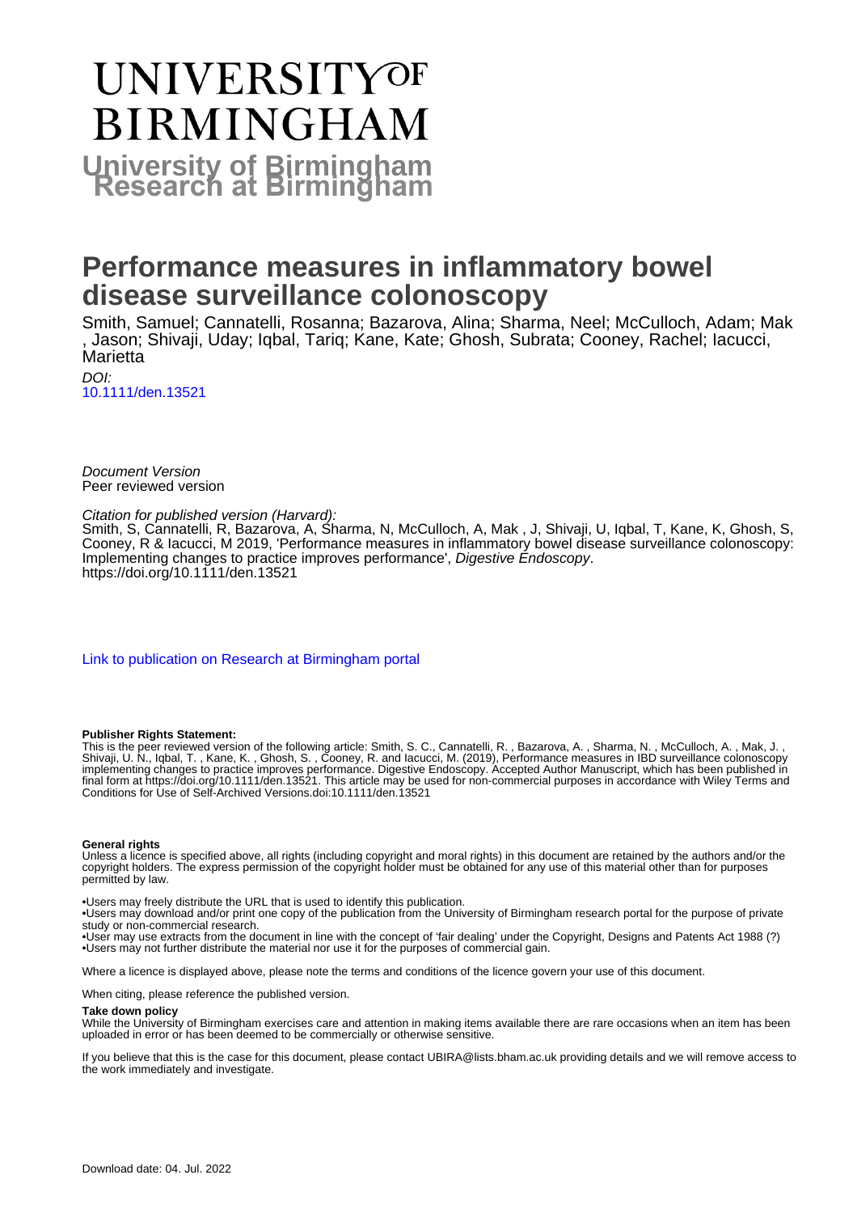# UNIVERSITY OF BIRMINGHAM

**University of Birmingham Research at Birmingham**

# Performance measures in inflammatory bowel disease surveillance colonoscopy

Smith, Samuel; Cannatelli, Rosanna; Bazarova, Alina; Sharma, Neel; McCulloch, Adam; Mak , Jason; Shivaji, Uday; Iqbal, Tariq; Kane, Kate; Ghosh, Subrata; Cooney, Rachel; Iacucci, Marietta

*DOI:*
10.1111/den.13521

*Document Version*
Peer reviewed version

*Citation for published version (Harvard):*
Smith, S, Cannatelli, R, Bazarova, A, Sharma, N, McCulloch, A, Mak , J, Shivaji, U, Iqbal, T, Kane, K, Ghosh, S, Cooney, R & Iacucci, M 2019, 'Performance measures in inflammatory bowel disease surveillance colonoscopy: Implementing changes to practice improves performance', *Digestive Endoscopy*. https://doi.org/10.1111/den.13521

Link to publication on Research at Birmingham portal

**Publisher Rights Statement:**
This is the peer reviewed version of the following article: Smith, S. C., Cannatelli, R. , Bazarova, A. , Sharma, N. , McCulloch, A. , Mak, J. , Shivaji, U. N., Iqbal, T. , Kane, K. , Ghosh, S. , Cooney, R. and Iacucci, M. (2019), Performance measures in IBD surveillance colonoscopy implementing changes to practice improves performance. Digestive Endoscopy. Accepted Author Manuscript, which has been published in final form at https://doi.org/10.1111/den.13521. This article may be used for non-commercial purposes in accordance with Wiley Terms and Conditions for Use of Self-Archived Versions.doi:10.1111/den.13521

**General rights**
Unless a licence is specified above, all rights (including copyright and moral rights) in this document are retained by the authors and/or the copyright holders. The express permission of the copyright holder must be obtained for any use of this material other than for purposes permitted by law.

•Users may freely distribute the URL that is used to identify this publication.
•Users may download and/or print one copy of the publication from the University of Birmingham research portal for the purpose of private study or non-commercial research.
•User may use extracts from the document in line with the concept of 'fair dealing' under the Copyright, Designs and Patents Act 1988 (?)
•Users may not further distribute the material nor use it for the purposes of commercial gain.

Where a licence is displayed above, please note the terms and conditions of the licence govern your use of this document.

When citing, please reference the published version.

**Take down policy**
While the University of Birmingham exercises care and attention in making items available there are rare occasions when an item has been uploaded in error or has been deemed to be commercially or otherwise sensitive.

If you believe that this is the case for this document, please contact UBIRA@lists.bham.ac.uk providing details and we will remove access to the work immediately and investigate.

Download date: 04. Jul. 2022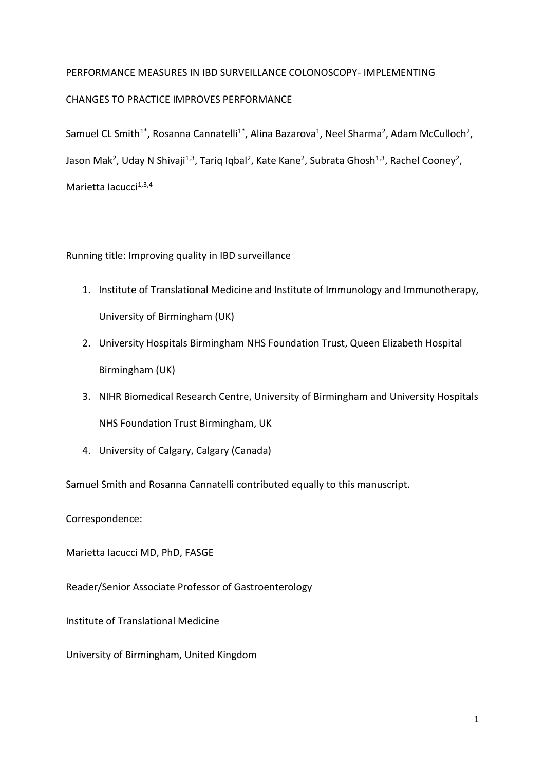PERFORMANCE MEASURES IN IBD SURVEILLANCE COLONOSCOPY- IMPLEMENTING CHANGES TO PRACTICE IMPROVES PERFORMANCE

Samuel CL Smith[1*], Rosanna Cannatelli[1*], Alina Bazarova[1], Neel Sharma[2], Adam McCulloch[2], Jason Mak[2], Uday N Shivaji[1,3], Tariq Iqbal[2], Kate Kane[2], Subrata Ghosh[1,3], Rachel Cooney[2], Marietta Iacucci[1,3,4]

Running title: Improving quality in IBD surveillance

1. Institute of Translational Medicine and Institute of Immunology and Immunotherapy, University of Birmingham (UK)
2. University Hospitals Birmingham NHS Foundation Trust, Queen Elizabeth Hospital Birmingham (UK)
3. NIHR Biomedical Research Centre, University of Birmingham and University Hospitals NHS Foundation Trust Birmingham, UK
4. University of Calgary, Calgary (Canada)

Samuel Smith and Rosanna Cannatelli contributed equally to this manuscript.

Correspondence:

Marietta Iacucci MD, PhD, FASGE

Reader/Senior Associate Professor of Gastroenterology

Institute of Translational Medicine

University of Birmingham, United Kingdom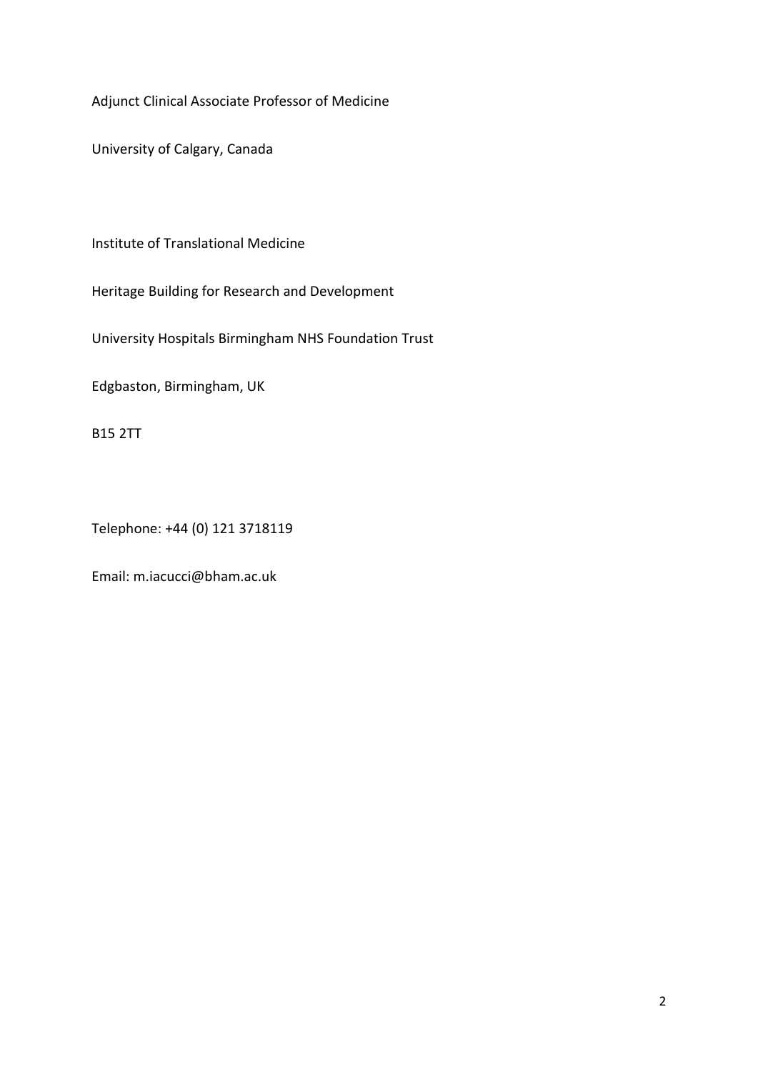Adjunct Clinical Associate Professor of Medicine

University of Calgary, Canada

Institute of Translational Medicine

Heritage Building for Research and Development

University Hospitals Birmingham NHS Foundation Trust

Edgbaston, Birmingham, UK

B15 2TT

Telephone: +44 (0) 121 3718119

Email: m.iacucci@bham.ac.uk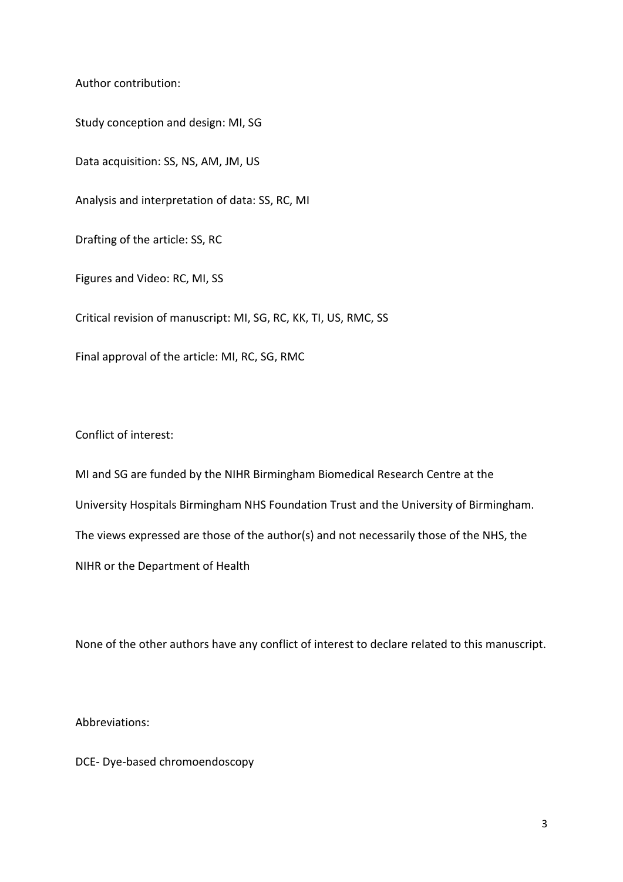Author contribution:

Study conception and design: MI, SG

Data acquisition: SS, NS, AM, JM, US

Analysis and interpretation of data: SS, RC, MI

Drafting of the article: SS, RC

Figures and Video: RC, MI, SS

Critical revision of manuscript: MI, SG, RC, KK, TI, US, RMC, SS

Final approval of the article: MI, RC, SG, RMC

Conflict of interest:

MI and SG are funded by the NIHR Birmingham Biomedical Research Centre at the University Hospitals Birmingham NHS Foundation Trust and the University of Birmingham. The views expressed are those of the author(s) and not necessarily those of the NHS, the NIHR or the Department of Health

None of the other authors have any conflict of interest to declare related to this manuscript.

Abbreviations:

DCE- Dye-based chromoendoscopy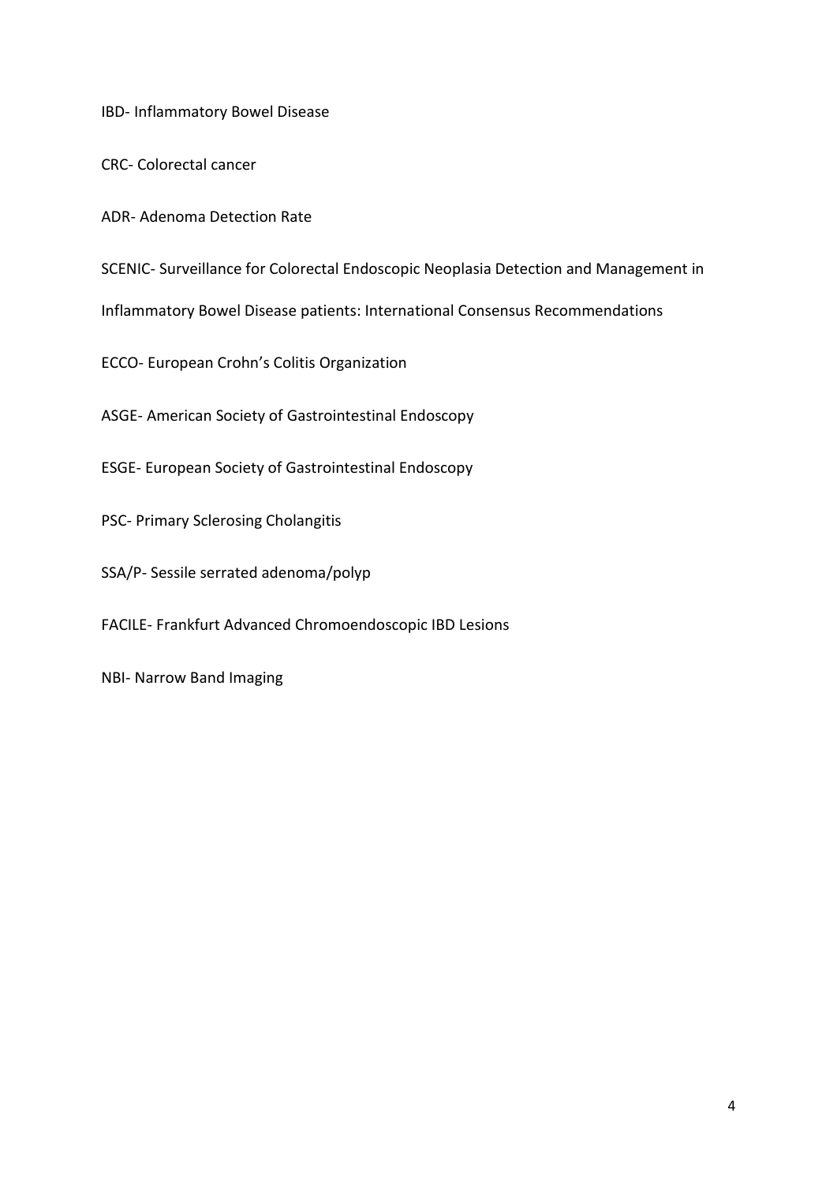IBD- Inflammatory Bowel Disease

CRC- Colorectal cancer

ADR- Adenoma Detection Rate

SCENIC- Surveillance for Colorectal Endoscopic Neoplasia Detection and Management in Inflammatory Bowel Disease patients: International Consensus Recommendations

ECCO- European Crohn's Colitis Organization

ASGE- American Society of Gastrointestinal Endoscopy

ESGE- European Society of Gastrointestinal Endoscopy

PSC- Primary Sclerosing Cholangitis

SSA/P- Sessile serrated adenoma/polyp

FACILE- Frankfurt Advanced Chromoendoscopic IBD Lesions

NBI- Narrow Band Imaging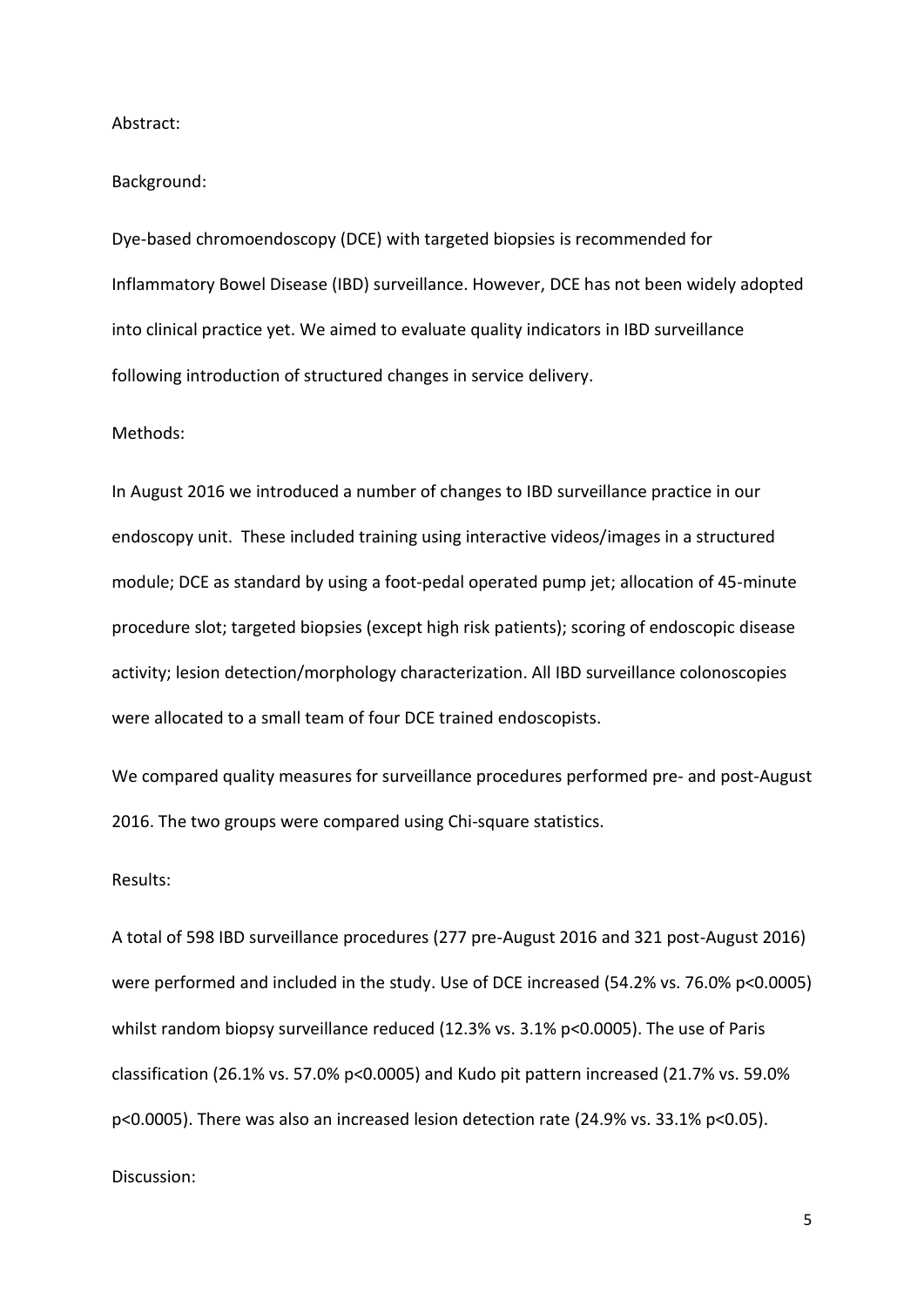Abstract:

Background:

Dye-based chromoendoscopy (DCE) with targeted biopsies is recommended for Inflammatory Bowel Disease (IBD) surveillance. However, DCE has not been widely adopted into clinical practice yet. We aimed to evaluate quality indicators in IBD surveillance following introduction of structured changes in service delivery.

Methods:

In August 2016 we introduced a number of changes to IBD surveillance practice in our endoscopy unit. These included training using interactive videos/images in a structured module; DCE as standard by using a foot-pedal operated pump jet; allocation of 45-minute procedure slot; targeted biopsies (except high risk patients); scoring of endoscopic disease activity; lesion detection/morphology characterization. All IBD surveillance colonoscopies were allocated to a small team of four DCE trained endoscopists.

We compared quality measures for surveillance procedures performed pre- and post-August 2016. The two groups were compared using Chi-square statistics.

Results:

A total of 598 IBD surveillance procedures (277 pre-August 2016 and 321 post-August 2016) were performed and included in the study. Use of DCE increased (54.2% vs. 76.0% $p<0.0005$) whilst random biopsy surveillance reduced (12.3% vs. 3.1% $p<0.0005$). The use of Paris classification (26.1% vs. 57.0% $p<0.0005$) and Kudo pit pattern increased (21.7% vs. 59.0% $p<0.0005$). There was also an increased lesion detection rate (24.9% vs. 33.1% $p<0.05$).

Discussion: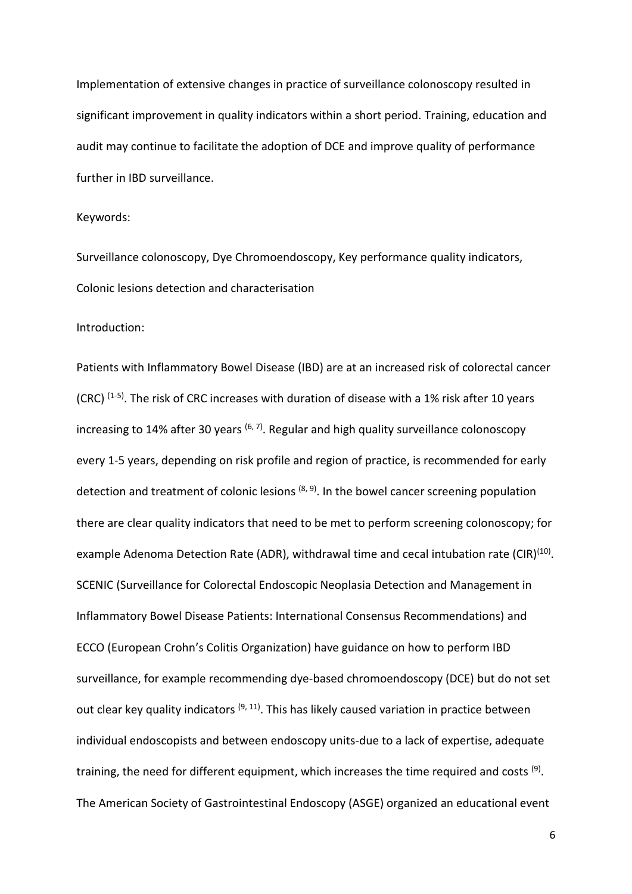Implementation of extensive changes in practice of surveillance colonoscopy resulted in significant improvement in quality indicators within a short period. Training, education and audit may continue to facilitate the adoption of DCE and improve quality of performance further in IBD surveillance.

Keywords:

Surveillance colonoscopy, Dye Chromoendoscopy, Key performance quality indicators, Colonic lesions detection and characterisation

Introduction:

Patients with Inflammatory Bowel Disease (IBD) are at an increased risk of colorectal cancer (CRC) [1-5]. The risk of CRC increases with duration of disease with a 1% risk after 10 years increasing to 14% after 30 years [6, 7]. Regular and high quality surveillance colonoscopy every 1-5 years, depending on risk profile and region of practice, is recommended for early detection and treatment of colonic lesions [8, 9]. In the bowel cancer screening population there are clear quality indicators that need to be met to perform screening colonoscopy; for example Adenoma Detection Rate (ADR), withdrawal time and cecal intubation rate (CIR)[10]. SCENIC (Surveillance for Colorectal Endoscopic Neoplasia Detection and Management in Inflammatory Bowel Disease Patients: International Consensus Recommendations) and ECCO (European Crohn's Colitis Organization) have guidance on how to perform IBD surveillance, for example recommending dye-based chromoendoscopy (DCE) but do not set out clear key quality indicators [9, 11]. This has likely caused variation in practice between individual endoscopists and between endoscopy units-due to a lack of expertise, adequate training, the need for different equipment, which increases the time required and costs [9]. The American Society of Gastrointestinal Endoscopy (ASGE) organized an educational event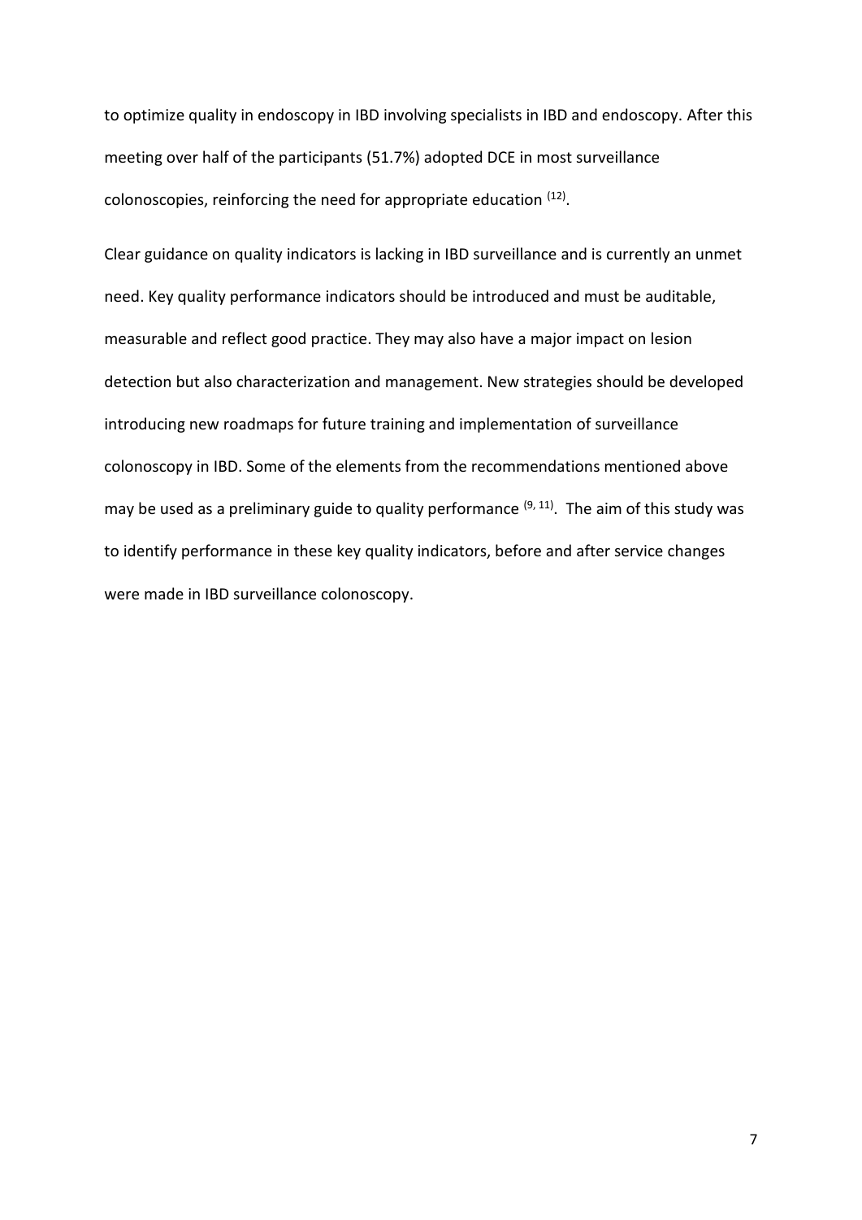to optimize quality in endoscopy in IBD involving specialists in IBD and endoscopy. After this meeting over half of the participants (51.7%) adopted DCE in most surveillance colonoscopies, reinforcing the need for appropriate education [12].

Clear guidance on quality indicators is lacking in IBD surveillance and is currently an unmet need. Key quality performance indicators should be introduced and must be auditable, measurable and reflect good practice. They may also have a major impact on lesion detection but also characterization and management. New strategies should be developed introducing new roadmaps for future training and implementation of surveillance colonoscopy in IBD. Some of the elements from the recommendations mentioned above may be used as a preliminary guide to quality performance [9, 11]. The aim of this study was to identify performance in these key quality indicators, before and after service changes were made in IBD surveillance colonoscopy.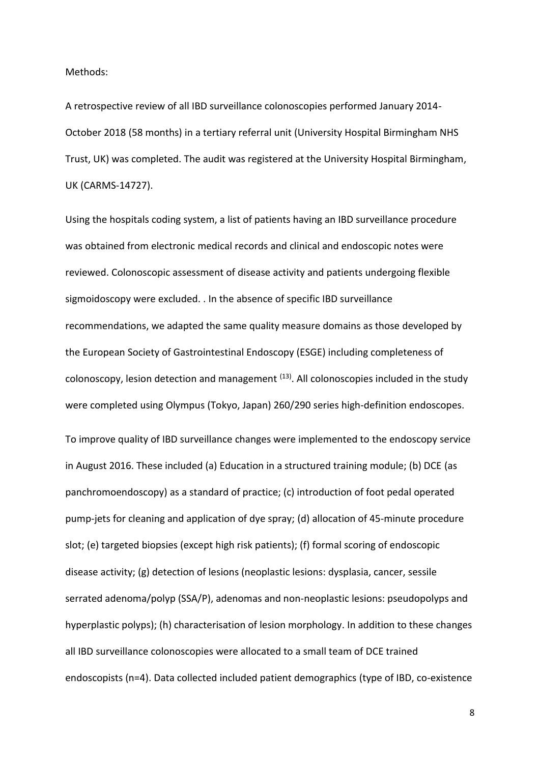Methods:

A retrospective review of all IBD surveillance colonoscopies performed January 2014-October 2018 (58 months) in a tertiary referral unit (University Hospital Birmingham NHS Trust, UK) was completed. The audit was registered at the University Hospital Birmingham, UK (CARMS-14727).

Using the hospitals coding system, a list of patients having an IBD surveillance procedure was obtained from electronic medical records and clinical and endoscopic notes were reviewed. Colonoscopic assessment of disease activity and patients undergoing flexible sigmoidoscopy were excluded. . In the absence of specific IBD surveillance recommendations, we adapted the same quality measure domains as those developed by the European Society of Gastrointestinal Endoscopy (ESGE) including completeness of colonoscopy, lesion detection and management [(13)]. All colonoscopies included in the study were completed using Olympus (Tokyo, Japan) 260/290 series high-definition endoscopes.

To improve quality of IBD surveillance changes were implemented to the endoscopy service in August 2016. These included (a) Education in a structured training module; (b) DCE (as panchromoendoscopy) as a standard of practice; (c) introduction of foot pedal operated pump-jets for cleaning and application of dye spray; (d) allocation of 45-minute procedure slot; (e) targeted biopsies (except high risk patients); (f) formal scoring of endoscopic disease activity; (g) detection of lesions (neoplastic lesions: dysplasia, cancer, sessile serrated adenoma/polyp (SSA/P), adenomas and non-neoplastic lesions: pseudopolyps and hyperplastic polyps); (h) characterisation of lesion morphology. In addition to these changes all IBD surveillance colonoscopies were allocated to a small team of DCE trained endoscopists (n=4). Data collected included patient demographics (type of IBD, co-existence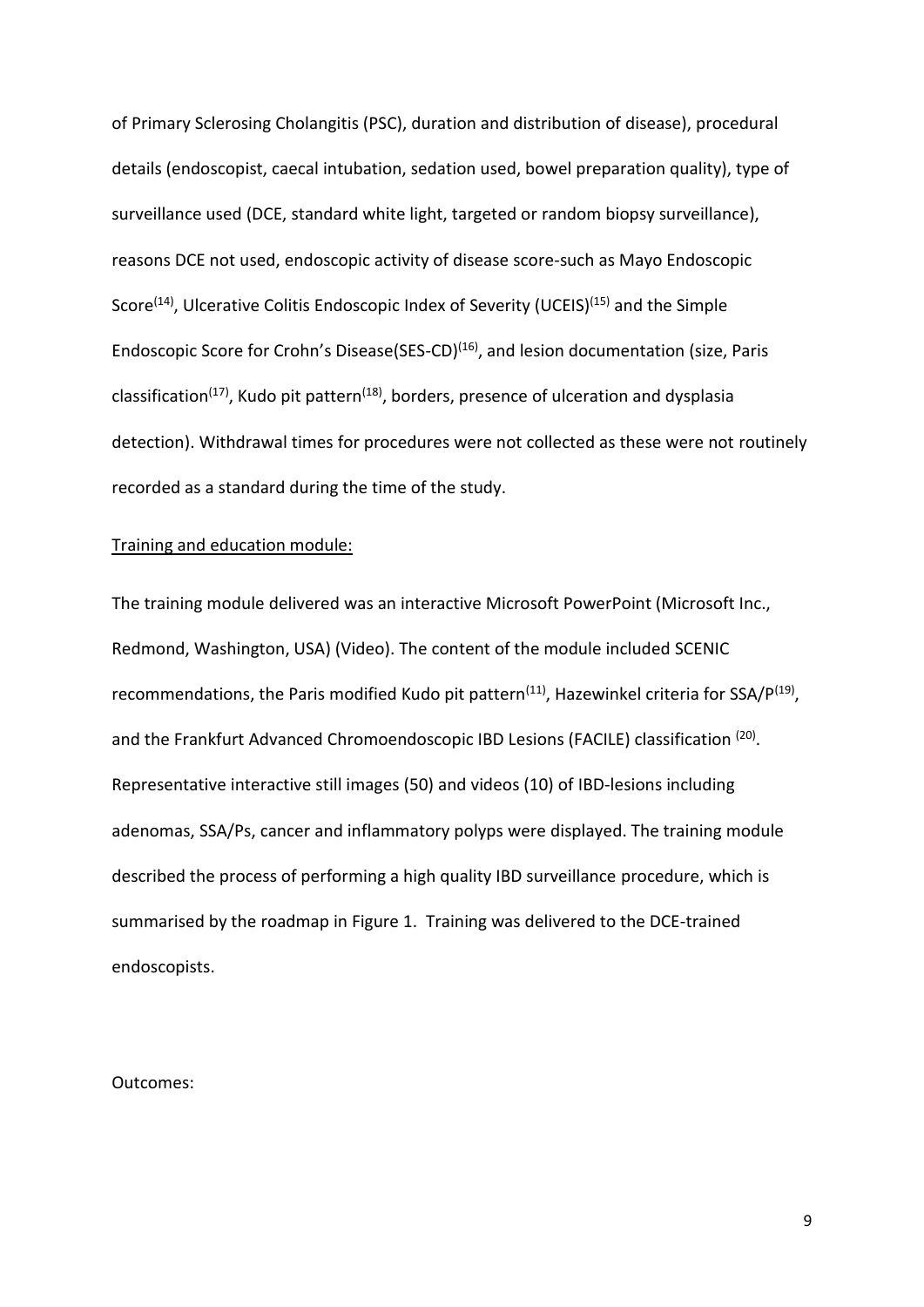of Primary Sclerosing Cholangitis (PSC), duration and distribution of disease), procedural details (endoscopist, caecal intubation, sedation used, bowel preparation quality), type of surveillance used (DCE, standard white light, targeted or random biopsy surveillance), reasons DCE not used, endoscopic activity of disease score-such as Mayo Endoscopic Score[14], Ulcerative Colitis Endoscopic Index of Severity (UCEIS)[15] and the Simple Endoscopic Score for Crohn's Disease(SES-CD)[16], and lesion documentation (size, Paris classification[17], Kudo pit pattern[18], borders, presence of ulceration and dysplasia detection). Withdrawal times for procedures were not collected as these were not routinely recorded as a standard during the time of the study.

Training and education module:

The training module delivered was an interactive Microsoft PowerPoint (Microsoft Inc., Redmond, Washington, USA) (Video). The content of the module included SCENIC recommendations, the Paris modified Kudo pit pattern[11], Hazewinkel criteria for SSA/P[19], and the Frankfurt Advanced Chromoendoscopic IBD Lesions (FACILE) classification [20]. Representative interactive still images (50) and videos (10) of IBD-lesions including adenomas, SSA/Ps, cancer and inflammatory polyps were displayed. The training module described the process of performing a high quality IBD surveillance procedure, which is summarised by the roadmap in Figure 1. Training was delivered to the DCE-trained endoscopists.

Outcomes: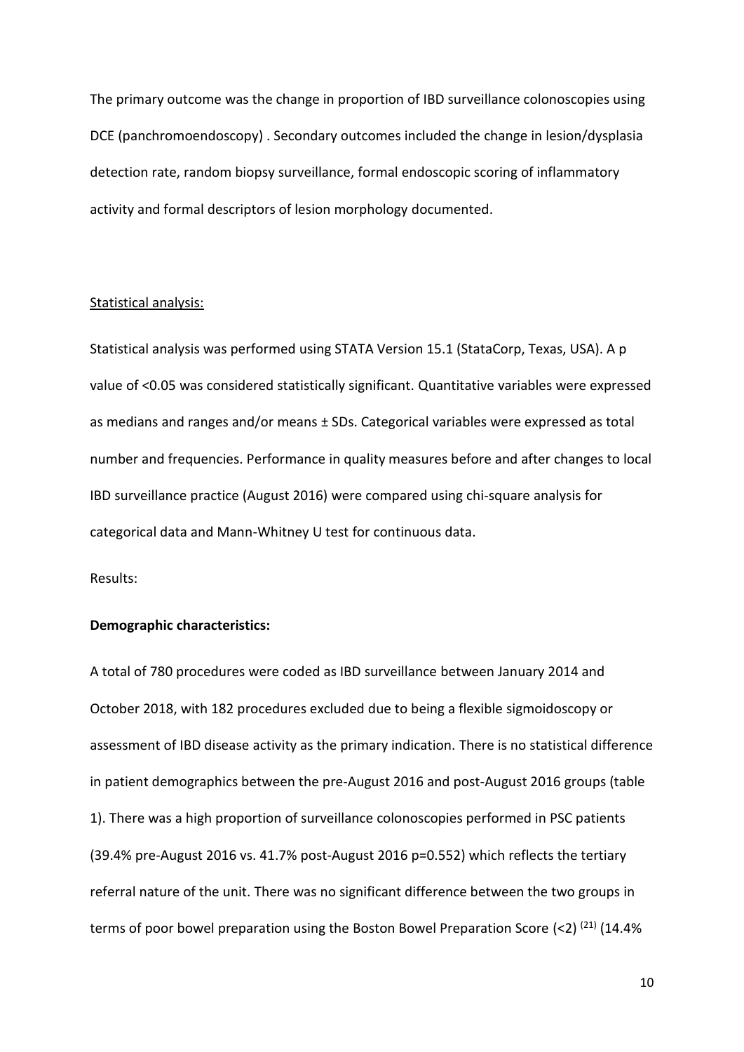The primary outcome was the change in proportion of IBD surveillance colonoscopies using DCE (panchromoendoscopy) . Secondary outcomes included the change in lesion/dysplasia detection rate, random biopsy surveillance, formal endoscopic scoring of inflammatory activity and formal descriptors of lesion morphology documented.

Statistical analysis:

Statistical analysis was performed using STATA Version 15.1 (StataCorp, Texas, USA). A p value of <0.05 was considered statistically significant. Quantitative variables were expressed as medians and ranges and/or means ± SDs. Categorical variables were expressed as total number and frequencies. Performance in quality measures before and after changes to local IBD surveillance practice (August 2016) were compared using chi-square analysis for categorical data and Mann-Whitney U test for continuous data.

Results:

**Demographic characteristics:**

A total of 780 procedures were coded as IBD surveillance between January 2014 and October 2018, with 182 procedures excluded due to being a flexible sigmoidoscopy or assessment of IBD disease activity as the primary indication. There is no statistical difference in patient demographics between the pre-August 2016 and post-August 2016 groups (table 1). There was a high proportion of surveillance colonoscopies performed in PSC patients (39.4% pre-August 2016 vs. 41.7% post-August 2016 p=0.552) which reflects the tertiary referral nature of the unit. There was no significant difference between the two groups in terms of poor bowel preparation using the Boston Bowel Preparation Score (<2) [21] (14.4%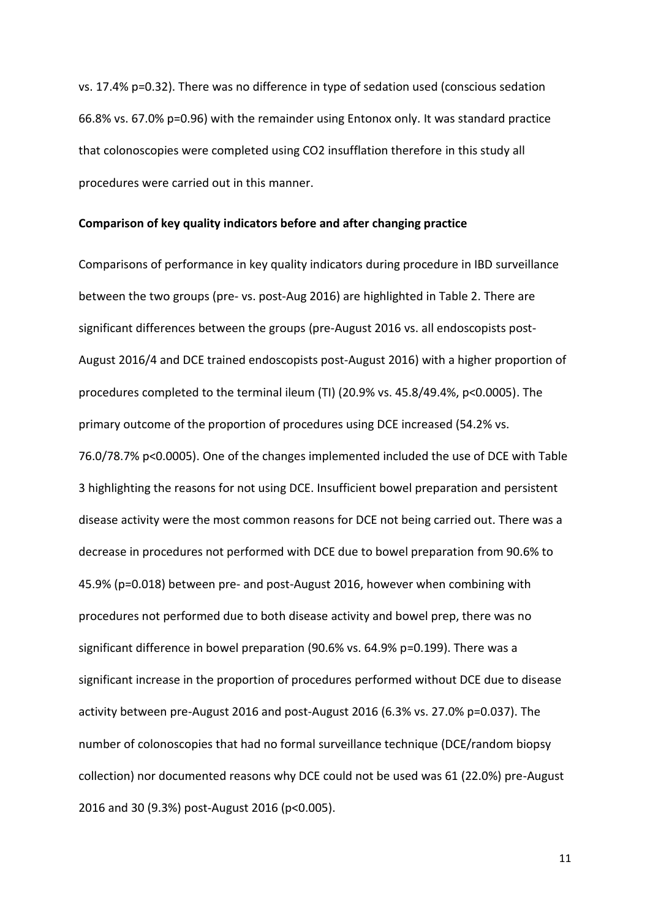vs. 17.4% p=0.32). There was no difference in type of sedation used (conscious sedation 66.8% vs. 67.0% p=0.96) with the remainder using Entonox only. It was standard practice that colonoscopies were completed using $CO_2$ insufflation therefore in this study all procedures were carried out in this manner.

**Comparison of key quality indicators before and after changing practice**

Comparisons of performance in key quality indicators during procedure in IBD surveillance between the two groups (pre- vs. post-Aug 2016) are highlighted in Table 2. There are significant differences between the groups (pre-August 2016 vs. all endoscopists post-August 2016/4 and DCE trained endoscopists post-August 2016) with a higher proportion of procedures completed to the terminal ileum (TI) (20.9% vs. 45.8/49.4%, p<0.0005). The primary outcome of the proportion of procedures using DCE increased (54.2% vs. 76.0/78.7% p<0.0005). One of the changes implemented included the use of DCE with Table 3 highlighting the reasons for not using DCE. Insufficient bowel preparation and persistent disease activity were the most common reasons for DCE not being carried out. There was a decrease in procedures not performed with DCE due to bowel preparation from 90.6% to 45.9% (p=0.018) between pre- and post-August 2016, however when combining with procedures not performed due to both disease activity and bowel prep, there was no significant difference in bowel preparation (90.6% vs. 64.9% p=0.199). There was a significant increase in the proportion of procedures performed without DCE due to disease activity between pre-August 2016 and post-August 2016 (6.3% vs. 27.0% p=0.037). The number of colonoscopies that had no formal surveillance technique (DCE/random biopsy collection) nor documented reasons why DCE could not be used was 61 (22.0%) pre-August 2016 and 30 (9.3%) post-August 2016 (p<0.005).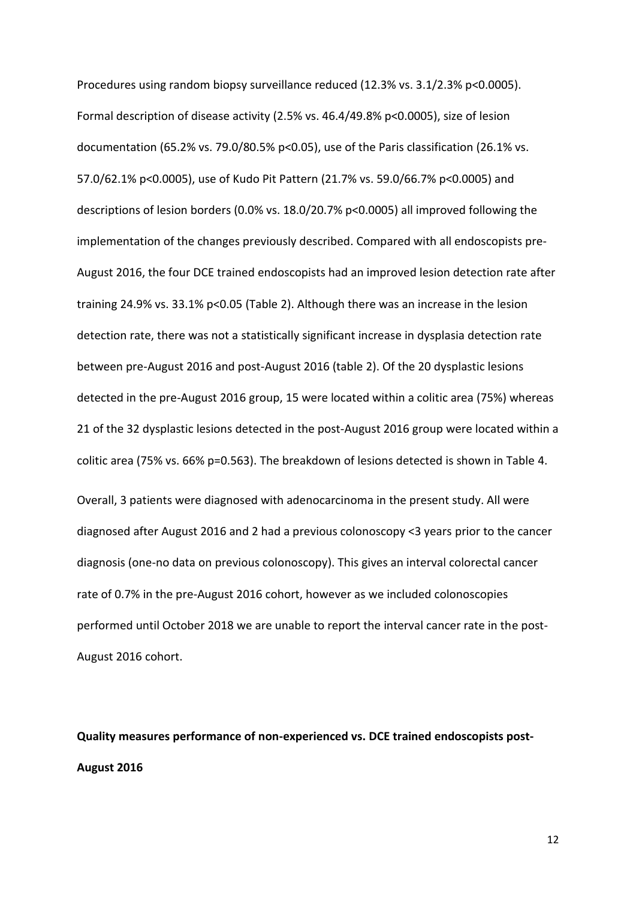Procedures using random biopsy surveillance reduced (12.3% vs. 3.1/2.3% $p<0.0005$). Formal description of disease activity (2.5% vs. 46.4/49.8% $p<0.0005$), size of lesion documentation (65.2% vs. 79.0/80.5% $p<0.05$), use of the Paris classification (26.1% vs. 57.0/62.1% $p<0.0005$), use of Kudo Pit Pattern (21.7% vs. 59.0/66.7% $p<0.0005$) and descriptions of lesion borders (0.0% vs. 18.0/20.7% $p<0.0005$) all improved following the implementation of the changes previously described. Compared with all endoscopists pre-August 2016, the four DCE trained endoscopists had an improved lesion detection rate after training 24.9% vs. 33.1% $p<0.05$ (Table 2). Although there was an increase in the lesion detection rate, there was not a statistically significant increase in dysplasia detection rate between pre-August 2016 and post-August 2016 (table 2). Of the 20 dysplastic lesions detected in the pre-August 2016 group, 15 were located within a colitic area (75%) whereas 21 of the 32 dysplastic lesions detected in the post-August 2016 group were located within a colitic area (75% vs. 66% $p=0.563$). The breakdown of lesions detected is shown in Table 4.

Overall, 3 patients were diagnosed with adenocarcinoma in the present study. All were diagnosed after August 2016 and 2 had a previous colonoscopy <3 years prior to the cancer diagnosis (one-no data on previous colonoscopy). This gives an interval colorectal cancer rate of 0.7% in the pre-August 2016 cohort, however as we included colonoscopies performed until October 2018 we are unable to report the interval cancer rate in the post-August 2016 cohort.

**Quality measures performance of non-experienced vs. DCE trained endoscopists post-August 2016**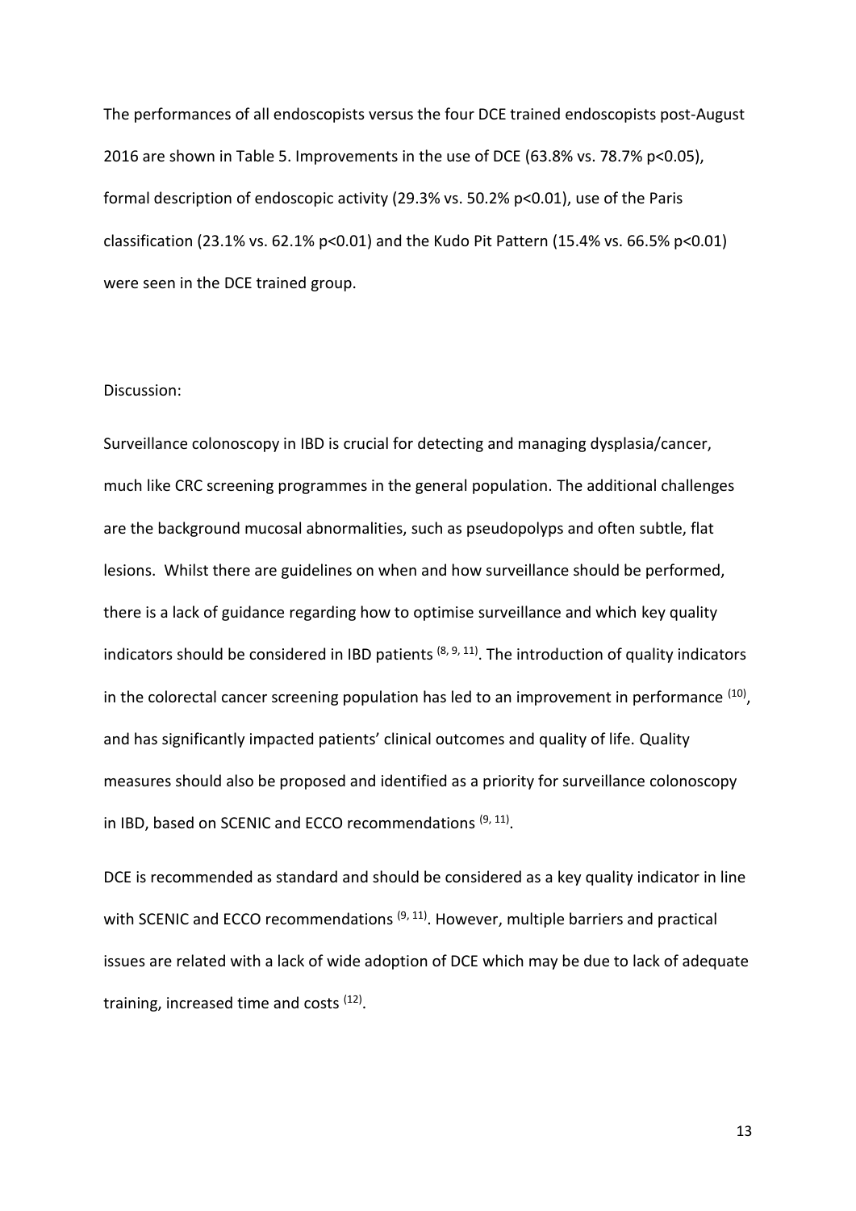The performances of all endoscopists versus the four DCE trained endoscopists post-August 2016 are shown in Table 5. Improvements in the use of DCE (63.8% vs. 78.7% $p<0.05$), formal description of endoscopic activity (29.3% vs. 50.2% $p<0.01$), use of the Paris classification (23.1% vs. 62.1% $p<0.01$) and the Kudo Pit Pattern (15.4% vs. 66.5% $p<0.01$) were seen in the DCE trained group.

Discussion:

Surveillance colonoscopy in IBD is crucial for detecting and managing dysplasia/cancer, much like CRC screening programmes in the general population. The additional challenges are the background mucosal abnormalities, such as pseudopolyps and often subtle, flat lesions. Whilst there are guidelines on when and how surveillance should be performed, there is a lack of guidance regarding how to optimise surveillance and which key quality indicators should be considered in IBD patients [8, 9, 11]. The introduction of quality indicators in the colorectal cancer screening population has led to an improvement in performance [10], and has significantly impacted patients' clinical outcomes and quality of life. Quality measures should also be proposed and identified as a priority for surveillance colonoscopy in IBD, based on SCENIC and ECCO recommendations [9, 11].

DCE is recommended as standard and should be considered as a key quality indicator in line with SCENIC and ECCO recommendations [9, 11]. However, multiple barriers and practical issues are related with a lack of wide adoption of DCE which may be due to lack of adequate training, increased time and costs [12].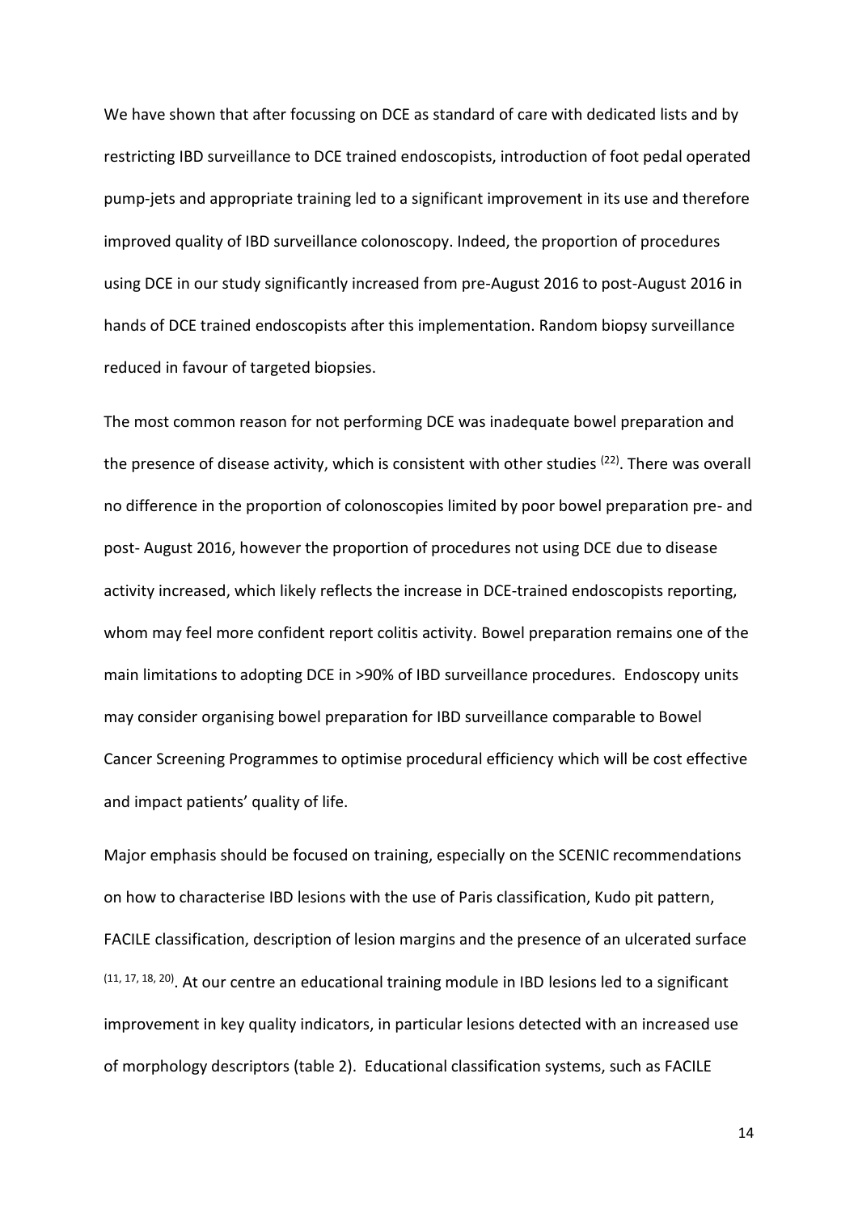We have shown that after focussing on DCE as standard of care with dedicated lists and by restricting IBD surveillance to DCE trained endoscopists, introduction of foot pedal operated pump-jets and appropriate training led to a significant improvement in its use and therefore improved quality of IBD surveillance colonoscopy. Indeed, the proportion of procedures using DCE in our study significantly increased from pre-August 2016 to post-August 2016 in hands of DCE trained endoscopists after this implementation. Random biopsy surveillance reduced in favour of targeted biopsies.

The most common reason for not performing DCE was inadequate bowel preparation and the presence of disease activity, which is consistent with other studies [22]. There was overall no difference in the proportion of colonoscopies limited by poor bowel preparation pre- and post- August 2016, however the proportion of procedures not using DCE due to disease activity increased, which likely reflects the increase in DCE-trained endoscopists reporting, whom may feel more confident report colitis activity. Bowel preparation remains one of the main limitations to adopting DCE in >90% of IBD surveillance procedures. Endoscopy units may consider organising bowel preparation for IBD surveillance comparable to Bowel Cancer Screening Programmes to optimise procedural efficiency which will be cost effective and impact patients' quality of life.

Major emphasis should be focused on training, especially on the SCENIC recommendations on how to characterise IBD lesions with the use of Paris classification, Kudo pit pattern, FACILE classification, description of lesion margins and the presence of an ulcerated surface [11, 17, 18, 20]. At our centre an educational training module in IBD lesions led to a significant improvement in key quality indicators, in particular lesions detected with an increased use of morphology descriptors (table 2). Educational classification systems, such as FACILE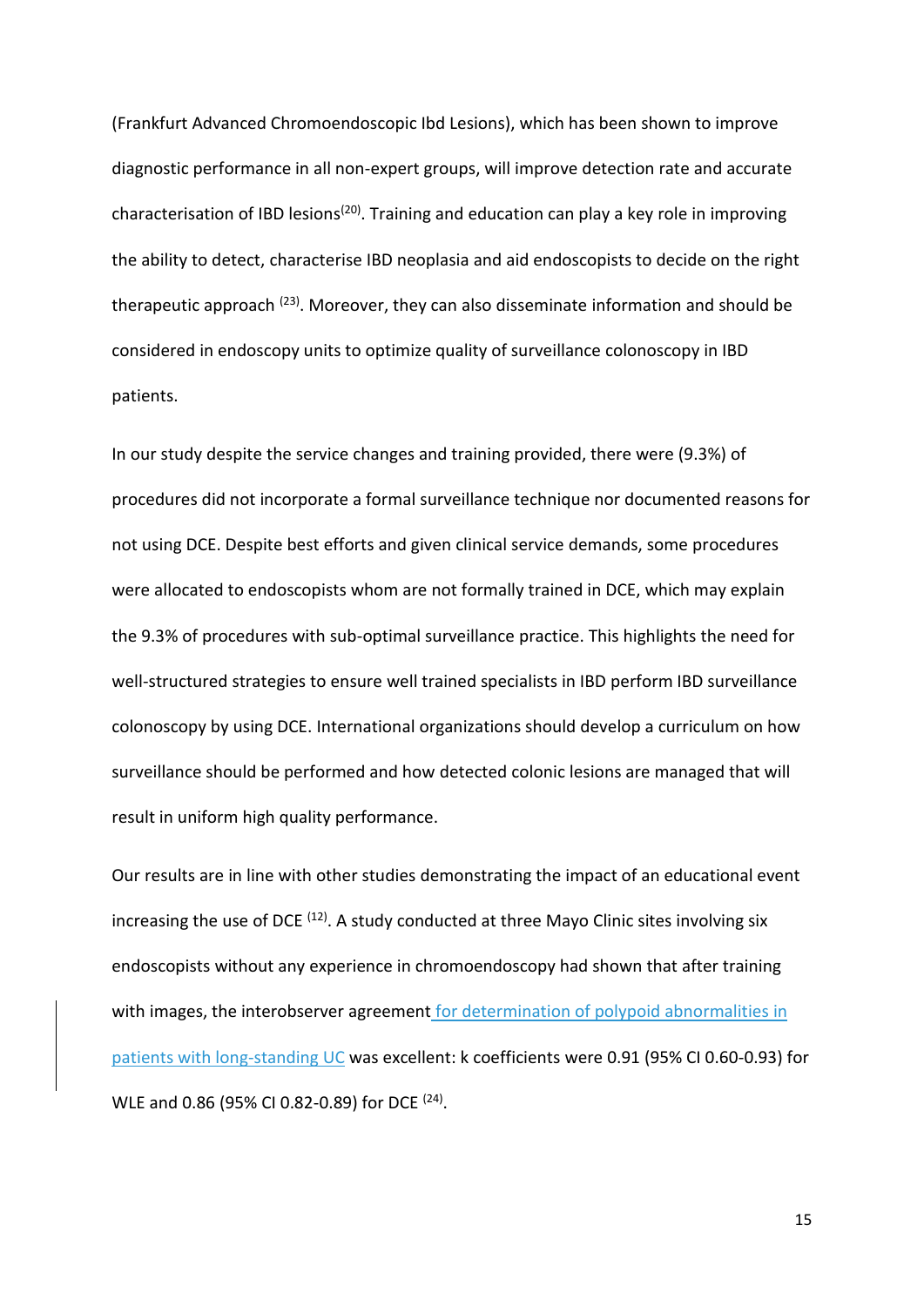(Frankfurt Advanced Chromoendoscopic Ibd Lesions), which has been shown to improve diagnostic performance in all non-expert groups, will improve detection rate and accurate characterisation of IBD lesions[20]. Training and education can play a key role in improving the ability to detect, characterise IBD neoplasia and aid endoscopists to decide on the right therapeutic approach [23]. Moreover, they can also disseminate information and should be considered in endoscopy units to optimize quality of surveillance colonoscopy in IBD patients.

In our study despite the service changes and training provided, there were (9.3%) of procedures did not incorporate a formal surveillance technique nor documented reasons for not using DCE. Despite best efforts and given clinical service demands, some procedures were allocated to endoscopists whom are not formally trained in DCE, which may explain the 9.3% of procedures with sub-optimal surveillance practice. This highlights the need for well-structured strategies to ensure well trained specialists in IBD perform IBD surveillance colonoscopy by using DCE. International organizations should develop a curriculum on how surveillance should be performed and how detected colonic lesions are managed that will result in uniform high quality performance.

Our results are in line with other studies demonstrating the impact of an educational event increasing the use of DCE [12]. A study conducted at three Mayo Clinic sites involving six endoscopists without any experience in chromoendoscopy had shown that after training with images, the interobserver agreement for determination of polypoid abnormalities in patients with long-standing UC was excellent: k coefficients were 0.91 (95% CI 0.60-0.93) for WLE and 0.86 (95% CI 0.82-0.89) for DCE [24].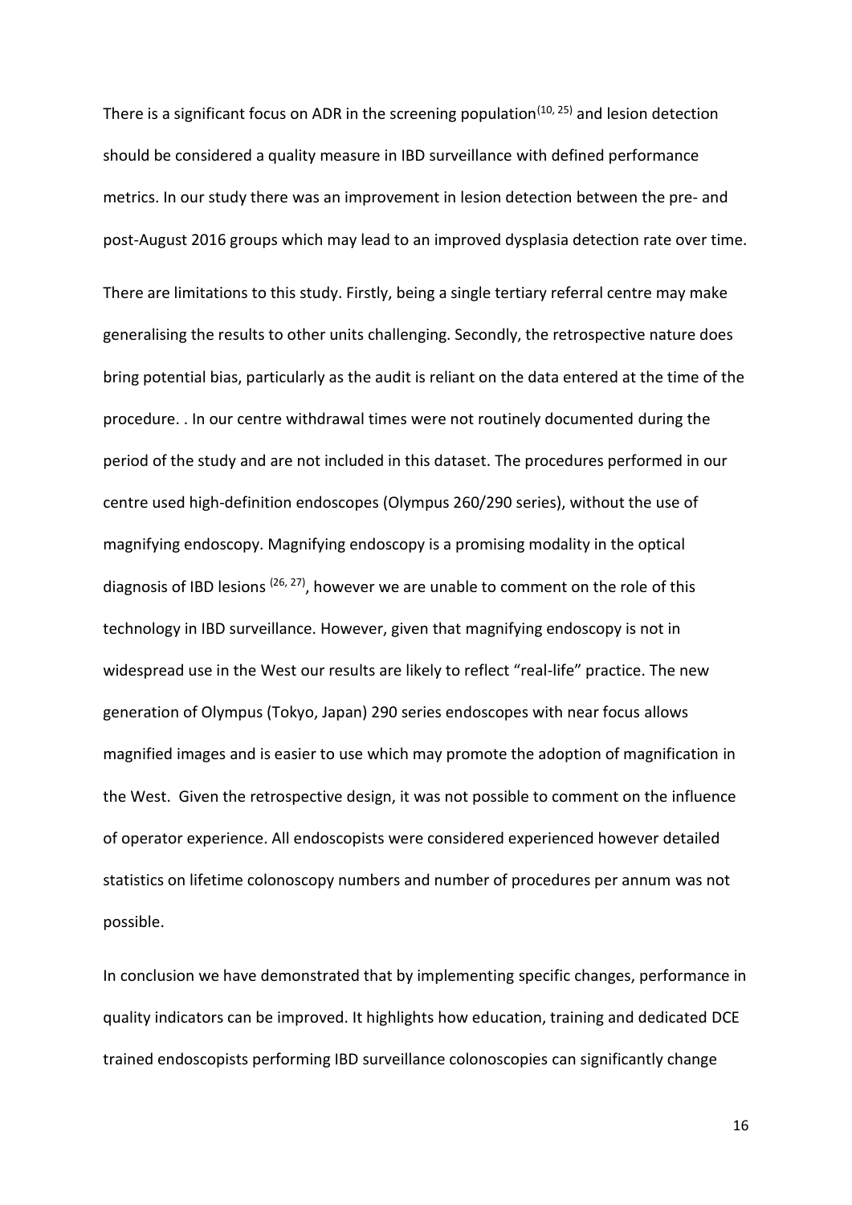There is a significant focus on ADR in the screening population[10, 25] and lesion detection should be considered a quality measure in IBD surveillance with defined performance metrics. In our study there was an improvement in lesion detection between the pre- and post-August 2016 groups which may lead to an improved dysplasia detection rate over time.

There are limitations to this study. Firstly, being a single tertiary referral centre may make generalising the results to other units challenging. Secondly, the retrospective nature does bring potential bias, particularly as the audit is reliant on the data entered at the time of the procedure. . In our centre withdrawal times were not routinely documented during the period of the study and are not included in this dataset. The procedures performed in our centre used high-definition endoscopes (Olympus 260/290 series), without the use of magnifying endoscopy. Magnifying endoscopy is a promising modality in the optical diagnosis of IBD lesions [26, 27], however we are unable to comment on the role of this technology in IBD surveillance. However, given that magnifying endoscopy is not in widespread use in the West our results are likely to reflect "real-life" practice. The new generation of Olympus (Tokyo, Japan) 290 series endoscopes with near focus allows magnified images and is easier to use which may promote the adoption of magnification in the West. Given the retrospective design, it was not possible to comment on the influence of operator experience. All endoscopists were considered experienced however detailed statistics on lifetime colonoscopy numbers and number of procedures per annum was not possible.

In conclusion we have demonstrated that by implementing specific changes, performance in quality indicators can be improved. It highlights how education, training and dedicated DCE trained endoscopists performing IBD surveillance colonoscopies can significantly change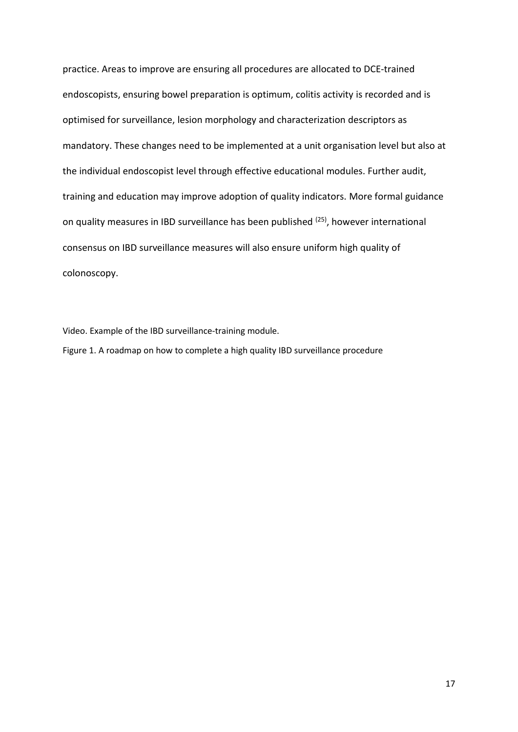practice. Areas to improve are ensuring all procedures are allocated to DCE-trained endoscopists, ensuring bowel preparation is optimum, colitis activity is recorded and is optimised for surveillance, lesion morphology and characterization descriptors as mandatory. These changes need to be implemented at a unit organisation level but also at the individual endoscopist level through effective educational modules. Further audit, training and education may improve adoption of quality indicators. More formal guidance on quality measures in IBD surveillance has been published [25], however international consensus on IBD surveillance measures will also ensure uniform high quality of colonoscopy.

Video. Example of the IBD surveillance-training module.

Figure 1. A roadmap on how to complete a high quality IBD surveillance procedure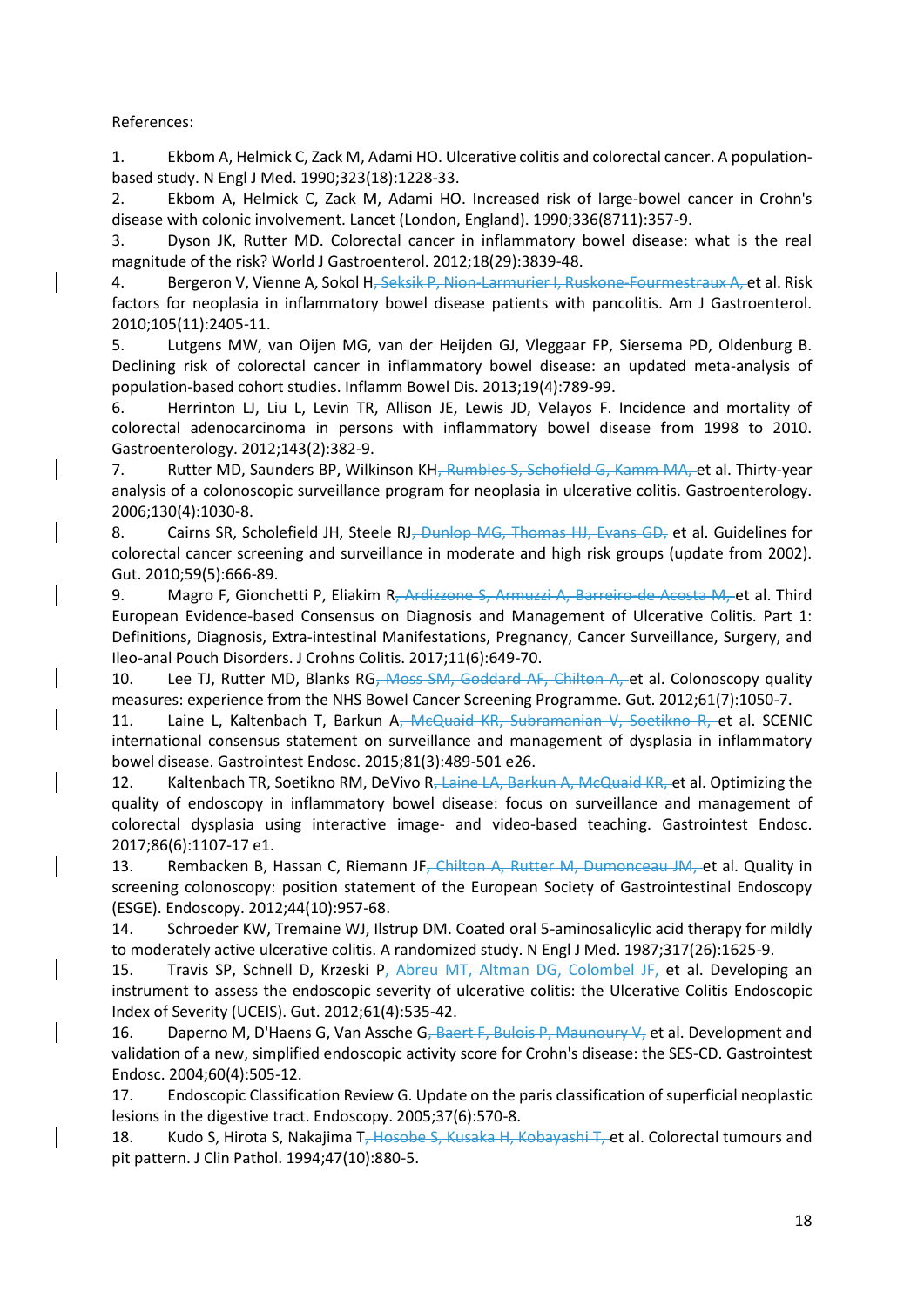References:

1. Ekbom A, Helmick C, Zack M, Adami HO. Ulcerative colitis and colorectal cancer. A population-based study. N Engl J Med. 1990;323(18):1228-33.
2. Ekbom A, Helmick C, Zack M, Adami HO. Increased risk of large-bowel cancer in Crohn's disease with colonic involvement. Lancet (London, England). 1990;336(8711):357-9.
3. Dyson JK, Rutter MD. Colorectal cancer in inflammatory bowel disease: what is the real magnitude of the risk? World J Gastroenterol. 2012;18(29):3839-48.
4. Bergeron V, Vienne A, Sokol H~~, Seksik P, Nion-Larmurier I, Ruskone-Fourmestraux A,~~ et al. Risk factors for neoplasia in inflammatory bowel disease patients with pancolitis. Am J Gastroenterol. 2010;105(11):2405-11.
5. Lutgens MW, van Oijen MG, van der Heijden GJ, Vleggaar FP, Siersema PD, Oldenburg B. Declining risk of colorectal cancer in inflammatory bowel disease: an updated meta-analysis of population-based cohort studies. Inflamm Bowel Dis. 2013;19(4):789-99.
6. Herrinton LJ, Liu L, Levin TR, Allison JE, Lewis JD, Velayos F. Incidence and mortality of colorectal adenocarcinoma in persons with inflammatory bowel disease from 1998 to 2010. Gastroenterology. 2012;143(2):382-9.
7. Rutter MD, Saunders BP, Wilkinson KH~~, Rumbles S, Schofield G, Kamm MA,~~ et al. Thirty-year analysis of a colonoscopic surveillance program for neoplasia in ulcerative colitis. Gastroenterology. 2006;130(4):1030-8.
8. Cairns SR, Scholefield JH, Steele RJ~~, Dunlop MG, Thomas HJ, Evans GD,~~ et al. Guidelines for colorectal cancer screening and surveillance in moderate and high risk groups (update from 2002). Gut. 2010;59(5):666-89.
9. Magro F, Gionchetti P, Eliakim R~~, Ardizzone S, Armuzzi A, Barreiro-de Acosta M,~~ et al. Third European Evidence-based Consensus on Diagnosis and Management of Ulcerative Colitis. Part 1: Definitions, Diagnosis, Extra-intestinal Manifestations, Pregnancy, Cancer Surveillance, Surgery, and Ileo-anal Pouch Disorders. J Crohns Colitis. 2017;11(6):649-70.
10. Lee TJ, Rutter MD, Blanks RG~~, Moss SM, Goddard AF, Chilton A,~~ et al. Colonoscopy quality measures: experience from the NHS Bowel Cancer Screening Programme. Gut. 2012;61(7):1050-7.
11. Laine L, Kaltenbach T, Barkun A~~, McQuaid KR, Subramanian V, Soetikno R,~~ et al. SCENIC international consensus statement on surveillance and management of dysplasia in inflammatory bowel disease. Gastrointest Endosc. 2015;81(3):489-501 e26.
12. Kaltenbach TR, Soetikno RM, DeVivo R~~, Laine LA, Barkun A, McQuaid KR,~~ et al. Optimizing the quality of endoscopy in inflammatory bowel disease: focus on surveillance and management of colorectal dysplasia using interactive image- and video-based teaching. Gastrointest Endosc. 2017;86(6):1107-17 e1.
13. Rembacken B, Hassan C, Riemann JF~~, Chilton A, Rutter M, Dumonceau JM,~~ et al. Quality in screening colonoscopy: position statement of the European Society of Gastrointestinal Endoscopy (ESGE). Endoscopy. 2012;44(10):957-68.
14. Schroeder KW, Tremaine WJ, Ilstrup DM. Coated oral 5-aminosalicylic acid therapy for mildly to moderately active ulcerative colitis. A randomized study. N Engl J Med. 1987;317(26):1625-9.
15. Travis SP, Schnell D, Krzeski P~~, Abreu MT, Altman DG, Colombel JF,~~ et al. Developing an instrument to assess the endoscopic severity of ulcerative colitis: the Ulcerative Colitis Endoscopic Index of Severity (UCEIS). Gut. 2012;61(4):535-42.
16. Daperno M, D'Haens G, Van Assche G~~, Baert F, Bulois P, Maunoury V,~~ et al. Development and validation of a new, simplified endoscopic activity score for Crohn's disease: the SES-CD. Gastrointest Endosc. 2004;60(4):505-12.
17. Endoscopic Classification Review G. Update on the paris classification of superficial neoplastic lesions in the digestive tract. Endoscopy. 2005;37(6):570-8.
18. Kudo S, Hirota S, Nakajima T~~, Hosobe S, Kusaka H, Kobayashi T,~~ et al. Colorectal tumours and pit pattern. J Clin Pathol. 1994;47(10):880-5.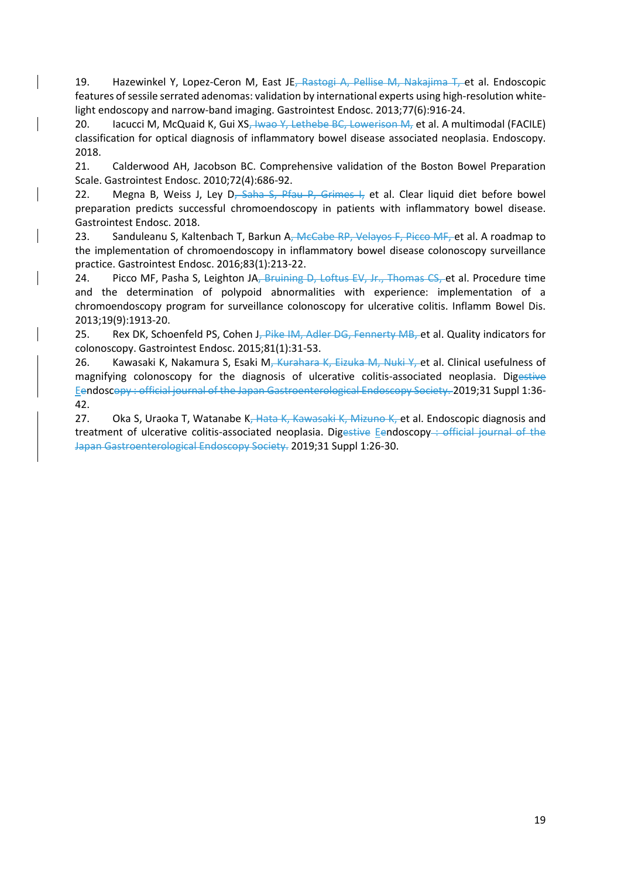19. Hazewinkel Y, Lopez-Ceron M, East JE~~, Rastogi A, Pellise M, Nakajima T,~~ et al. Endoscopic features of sessile serrated adenomas: validation by international experts using high-resolution white-light endoscopy and narrow-band imaging. Gastrointest Endosc. 2013;77(6):916-24.

20. Iacucci M, McQuaid K, Gui XS~~, Iwao Y, Lethebe BC, Lowerison M,~~ et al. A multimodal (FACILE) classification for optical diagnosis of inflammatory bowel disease associated neoplasia. Endoscopy. 2018.

21. Calderwood AH, Jacobson BC. Comprehensive validation of the Boston Bowel Preparation Scale. Gastrointest Endosc. 2010;72(4):686-92.

22. Megna B, Weiss J, Ley D~~, Saha S, Pfau P, Grimes I,~~ et al. Clear liquid diet before bowel preparation predicts successful chromoendoscopy in patients with inflammatory bowel disease. Gastrointest Endosc. 2018.

23. Sanduleanu S, Kaltenbach T, Barkun A~~, McCabe RP, Velayos F, Picco MF,~~ et al. A roadmap to the implementation of chromoendoscopy in inflammatory bowel disease colonoscopy surveillance practice. Gastrointest Endosc. 2016;83(1):213-22.

24. Picco MF, Pasha S, Leighton JA~~, Bruining D, Loftus EV, Jr., Thomas CS,~~ et al. Procedure time and the determination of polypoid abnormalities with experience: implementation of a chromoendoscopy program for surveillance colonoscopy for ulcerative colitis. Inflamm Bowel Dis. 2013;19(9):1913-20.

25. Rex DK, Schoenfeld PS, Cohen J~~, Pike IM, Adler DG, Fennerty MB,~~ et al. Quality indicators for colonoscopy. Gastrointest Endosc. 2015;81(1):31-53.

26. Kawasaki K, Nakamura S, Esaki M~~, Kurahara K, Eizuka M, Nuki Y,~~ et al. Clinical usefulness of magnifying colonoscopy for the diagnosis of ulcerative colitis-associated neoplasia. Dig~~estive~~ E~~e~~ndosc~~opy : official journal of the Japan Gastroenterological Endoscopy Society.~~ 2019;31 Suppl 1:36-42.

27. Oka S, Uraoka T, Watanabe K~~, Hata K, Kawasaki K, Mizuno K,~~ et al. Endoscopic diagnosis and treatment of ulcerative colitis-associated neoplasia. Dig~~estive~~ E~~e~~ndoscopy~~ : official journal of the Japan Gastroenterological Endoscopy Society.~~ 2019;31 Suppl 1:26-30.